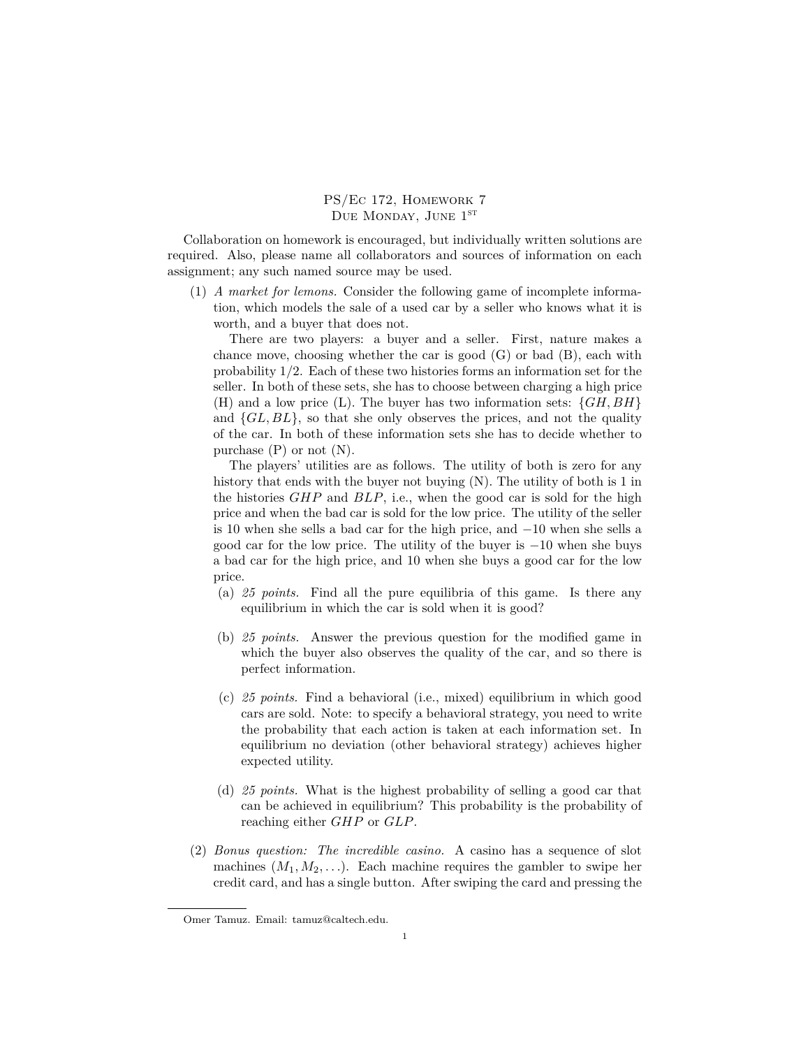# PS/Ec 172, Homework 7
## Due Monday, June 1st

Collaboration on homework is encouraged, but individually written solutions are required. Also, please name all collaborators and sources of information on each assignment; any such named source may be used.

(1) *A market for lemons.* Consider the following game of incomplete information, which models the sale of a used car by a seller who knows what it is worth, and a buyer that does not.

There are two players: a buyer and a seller. First, nature makes a chance move, choosing whether the car is good (G) or bad (B), each with probability 1/2. Each of these two histories forms an information set for the seller. In both of these sets, she has to choose between charging a high price (H) and a low price (L). The buyer has two information sets: $\{GH, BH\}$ and $\{GL, BL\}$, so that she only observes the prices, and not the quality of the car. In both of these information sets she has to decide whether to purchase (P) or not (N).

The players' utilities are as follows. The utility of both is zero for any history that ends with the buyer not buying (N). The utility of both is 1 in the histories $GHP$ and $BLP$, i.e., when the good car is sold for the high price and when the bad car is sold for the low price. The utility of the seller is 10 when she sells a bad car for the high price, and $-10$ when she sells a good car for the low price. The utility of the buyer is $-10$ when she buys a bad car for the high price, and 10 when she buys a good car for the low price.

(a) *25 points.* Find all the pure equilibria of this game. Is there any equilibrium in which the car is sold when it is good?

(b) *25 points.* Answer the previous question for the modified game in which the buyer also observes the quality of the car, and so there is perfect information.

(c) *25 points.* Find a behavioral (i.e., mixed) equilibrium in which good cars are sold. Note: to specify a behavioral strategy, you need to write the probability that each action is taken at each information set. In equilibrium no deviation (other behavioral strategy) achieves higher expected utility.

(d) *25 points.* What is the highest probability of selling a good car that can be achieved in equilibrium? This probability is the probability of reaching either $GHP$ or $GLP$.

(2) *Bonus question: The incredible casino.* A casino has a sequence of slot machines $(M_1, M_2, \ldots)$. Each machine requires the gambler to swipe her credit card, and has a single button. After swiping the card and pressing the

Omer Tamuz. Email: tamuz@caltech.edu.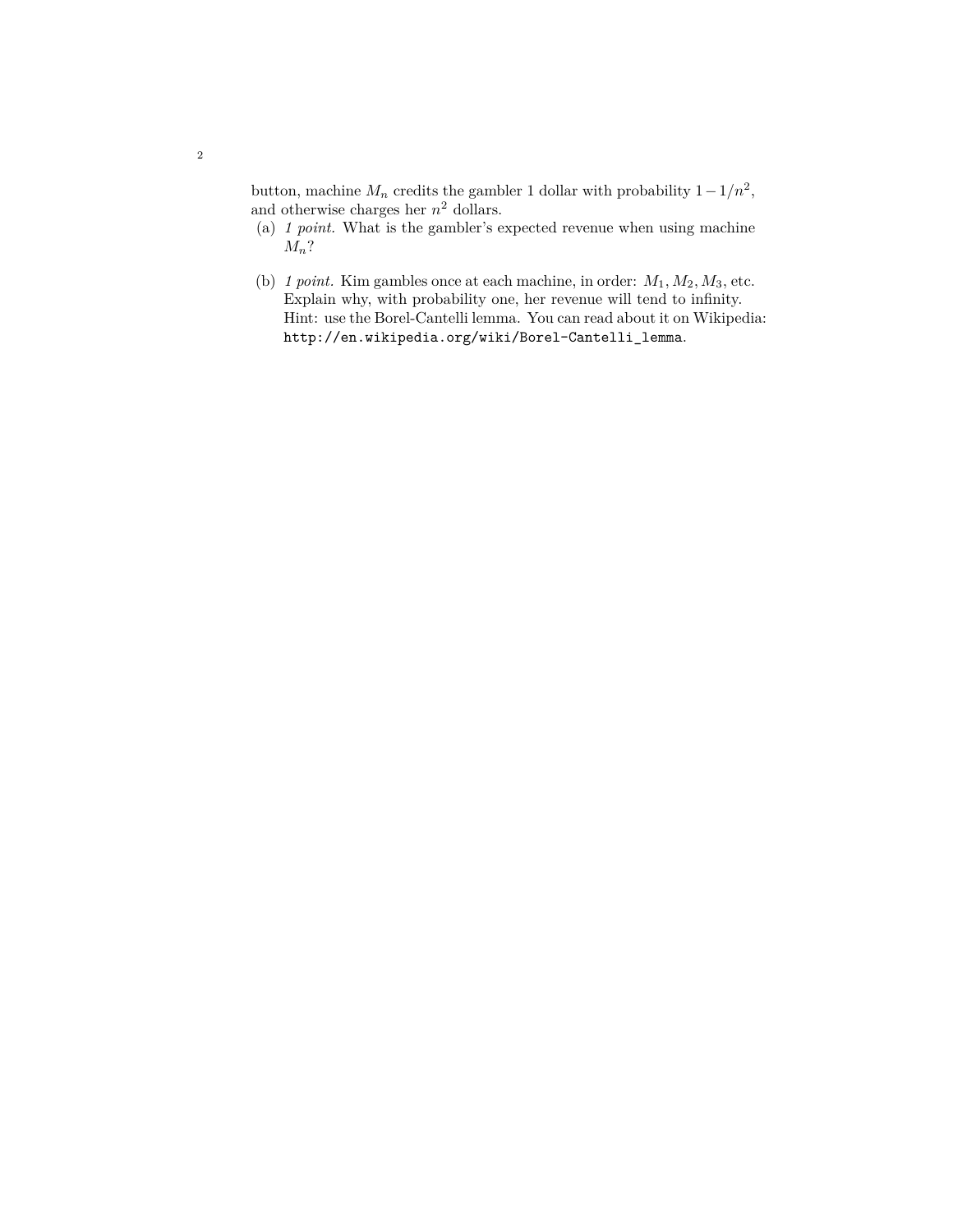button, machine $M_n$ credits the gambler 1 dollar with probability $1 - 1/n^2$, and otherwise charges her $n^2$ dollars.

(a) *1 point.* What is the gambler's expected revenue when using machine $M_n$?

(b) *1 point.* Kim gambles once at each machine, in order: $M_1, M_2, M_3$, etc. Explain why, with probability one, her revenue will tend to infinity. Hint: use the Borel-Cantelli lemma. You can read about it on Wikipedia: `http://en.wikipedia.org/wiki/Borel-Cantelli_lemma`.